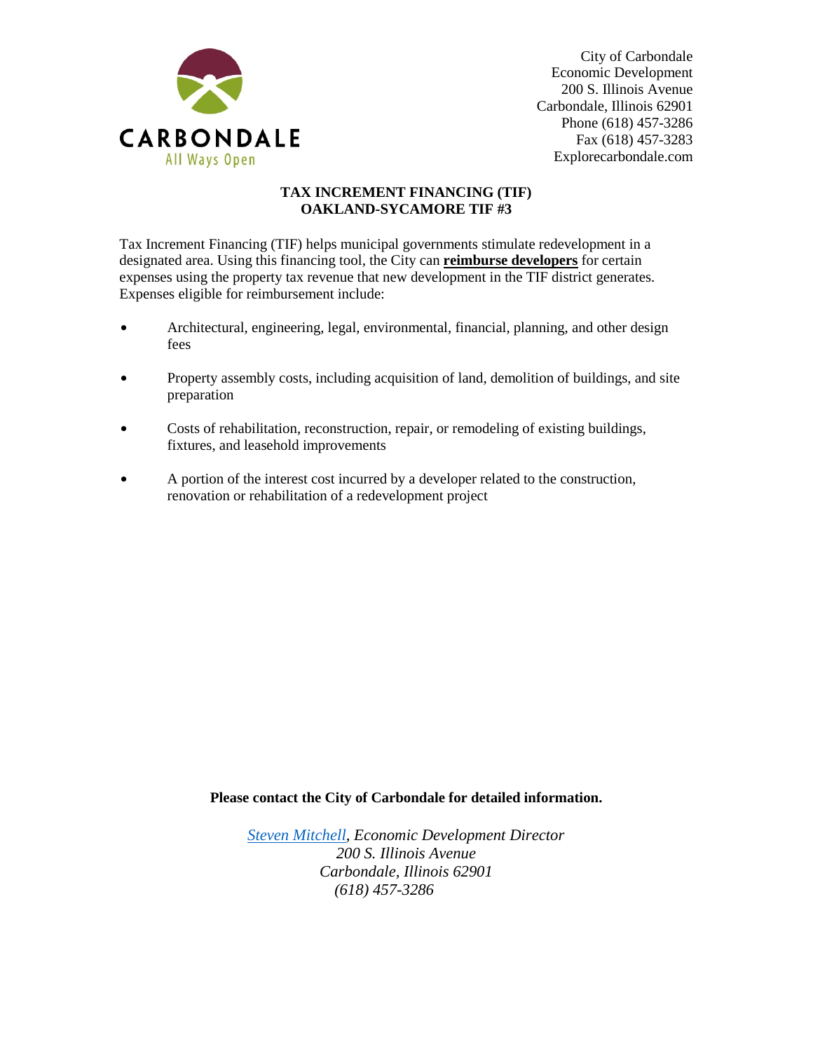CARBONDALE
All Ways Open

City of Carbondale
Economic Development
200 S. Illinois Avenue
Carbondale, Illinois 62901
Phone (618) 457-3286
Fax (618) 457-3283
Explorecarbondale.com

**TAX INCREMENT FINANCING (TIF)**
**OAKLAND-SYCAMORE TIF #3**

Tax Increment Financing (TIF) helps municipal governments stimulate redevelopment in a designated area. Using this financing tool, the City can **reimburse developers** for certain expenses using the property tax revenue that new development in the TIF district generates. Expenses eligible for reimbursement include:

- Architectural, engineering, legal, environmental, financial, planning, and other design fees
- Property assembly costs, including acquisition of land, demolition of buildings, and site preparation
- Costs of rehabilitation, reconstruction, repair, or remodeling of existing buildings, fixtures, and leasehold improvements
- A portion of the interest cost incurred by a developer related to the construction, renovation or rehabilitation of a redevelopment project

**Please contact the City of Carbondale for detailed information.**

*Steven Mitchell, Economic Development Director*
*200 S. Illinois Avenue*
*Carbondale, Illinois 62901*
*(618) 457-3286*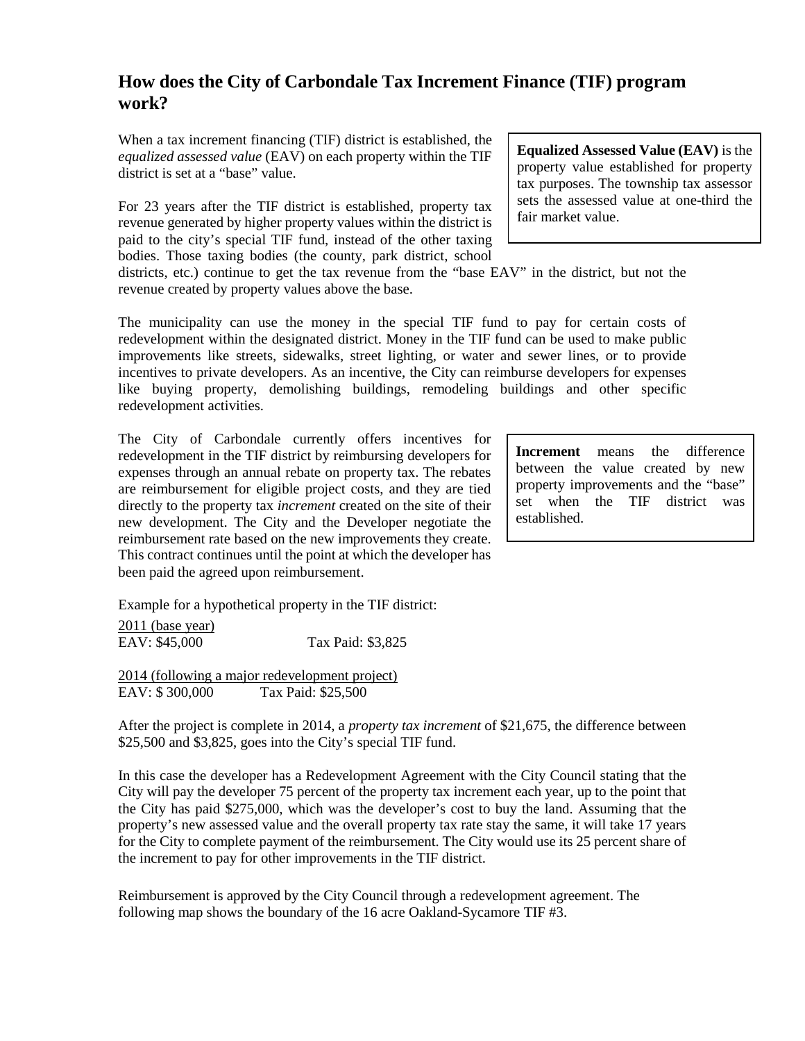## How does the City of Carbondale Tax Increment Finance (TIF) program work?

When a tax increment financing (TIF) district is established, the *equalized assessed value* (EAV) on each property within the TIF district is set at a "base" value.

> **Equalized Assessed Value (EAV)** is the property value established for property tax purposes. The township tax assessor sets the assessed value at one-third the fair market value.

For 23 years after the TIF district is established, property tax revenue generated by higher property values within the district is paid to the city's special TIF fund, instead of the other taxing bodies. Those taxing bodies (the county, park district, school districts, etc.) continue to get the tax revenue from the "base EAV" in the district, but not the revenue created by property values above the base.

The municipality can use the money in the special TIF fund to pay for certain costs of redevelopment within the designated district. Money in the TIF fund can be used to make public improvements like streets, sidewalks, street lighting, or water and sewer lines, or to provide incentives to private developers. As an incentive, the City can reimburse developers for expenses like buying property, demolishing buildings, remodeling buildings and other specific redevelopment activities.

The City of Carbondale currently offers incentives for redevelopment in the TIF district by reimbursing developers for expenses through an annual rebate on property tax. The rebates are reimbursement for eligible project costs, and they are tied directly to the property tax *increment* created on the site of their new development. The City and the Developer negotiate the reimbursement rate based on the new improvements they create. This contract continues until the point at which the developer has been paid the agreed upon reimbursement.

> **Increment** means the difference between the value created by new property improvements and the "base" set when the TIF district was established.

Example for a hypothetical property in the TIF district:

<u>2011 (base year)</u>
EAV: $45,000 Tax Paid: $3,825

<u>2014 (following a major redevelopment project)</u>
EAV: $ 300,000 Tax Paid: $25,500

After the project is complete in 2014, a *property tax increment* of $21,675, the difference between $25,500 and $3,825, goes into the City's special TIF fund.

In this case the developer has a Redevelopment Agreement with the City Council stating that the City will pay the developer 75 percent of the property tax increment each year, up to the point that the City has paid $275,000, which was the developer's cost to buy the land. Assuming that the property's new assessed value and the overall property tax rate stay the same, it will take 17 years for the City to complete payment of the reimbursement. The City would use its 25 percent share of the increment to pay for other improvements in the TIF district.

Reimbursement is approved by the City Council through a redevelopment agreement. The following map shows the boundary of the 16 acre Oakland-Sycamore TIF #3.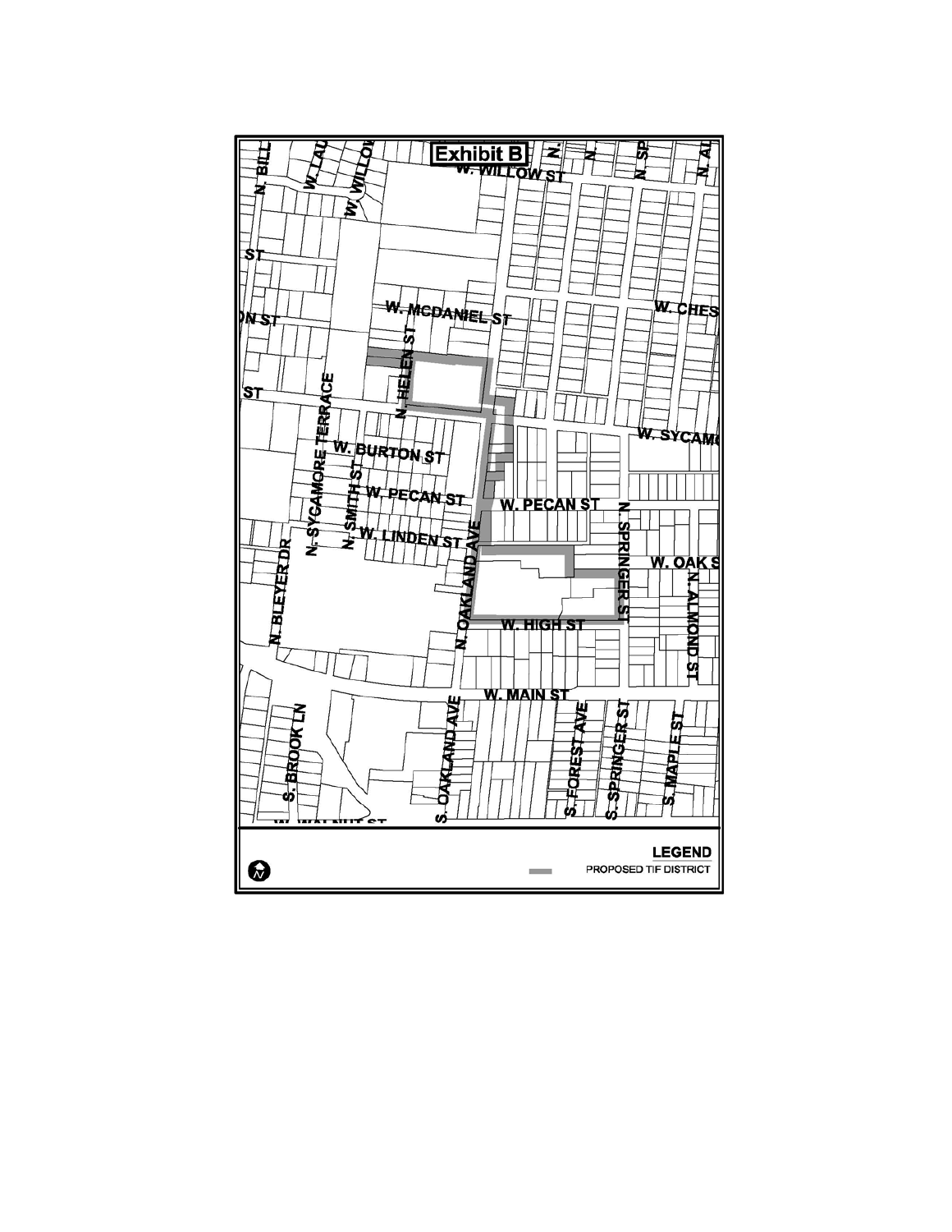**Exhibit B**

W. WILLOW ST

W. MCDANIEL ST

N. HELEN ST

W. BURTON ST

W. PECAN ST

W. LINDEN ST

N. SYCAMORE TERRACE

N. SMITH ST

N. BLEYER DR

N. OAKLAND AVE

W. PECAN ST

W. SYCAMO

W. CHES

W. OAK S

N. SPRINGER ST

N. ALMOND ST

W. HIGH ST

W. MAIN ST

S. BROOK LN

S. OAKLAND AVE

S. FOREST AVE

S. SPRINGER ST

S. MAPLE ST

W. WALNUT ST

**LEGEND**

PROPOSED TIF DISTRICT